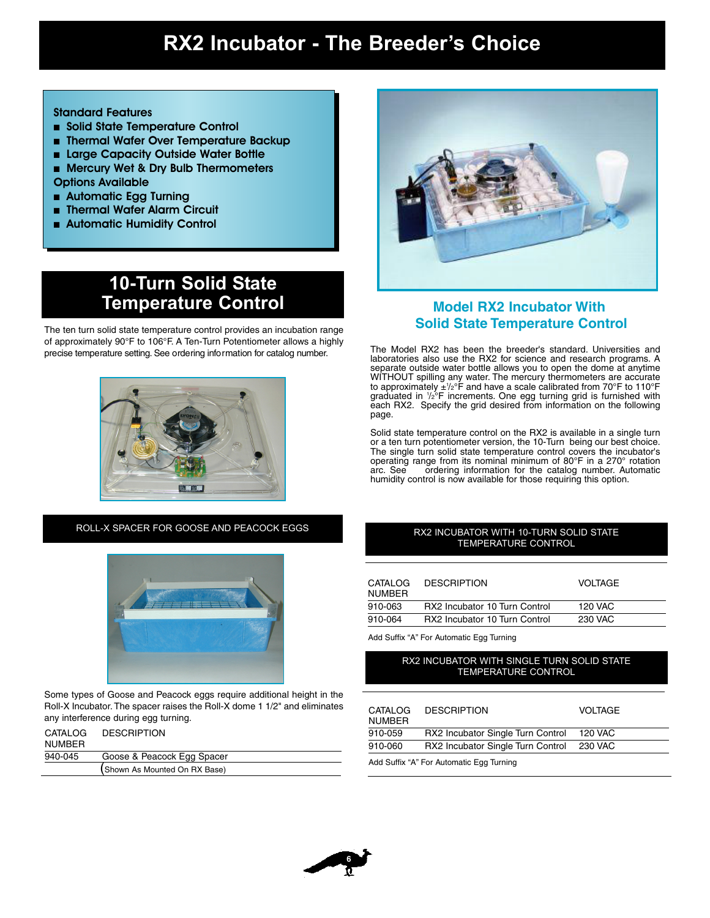# RX2 Incubator - The Breeder's Choice

**Standard Features**

- Solid State Temperature Control
- Thermal Wafer Over Temperature Backup
- Large Capacity Outside Water Bottle
- Mercury Wet & Dry Bulb Thermometers

**Options Available**

- Automatic Egg Turning
- Thermal Wafer Alarm Circuit
- Automatic Humidity Control

## 10-Turn Solid State Temperature Control

The ten turn solid state temperature control provides an incubation range of approximately 90°F to 106°F. A Ten-Turn Potentiometer allows a highly precise temperature setting. See ordering information for catalog number.

### ROLL-X SPACER FOR GOOSE AND PEACOCK EGGS

Some types of Goose and Peacock eggs require additional height in the Roll-X Incubator. The spacer raises the Roll-X dome 1 1/2" and eliminates any interference during egg turning.

| CATALOG NUMBER | DESCRIPTION |
|---|---|
| 940-045 | Goose & Peacock Egg Spacer |
| | (Shown As Mounted On RX Base) |

## Model RX2 Incubator With Solid State Temperature Control

The Model RX2 has been the breeder's standard. Universities and laboratories also use the RX2 for science and research programs. A separate outside water bottle allows you to open the dome at anytime WITHOUT spilling any water. The mercury thermometers are accurate to approximately ±½°F and have a scale calibrated from 70°F to 110°F graduated in ½°F increments. One egg turning grid is furnished with each RX2. Specify the grid desired from information on the following page.

Solid state temperature control on the RX2 is available in a single turn or a ten turn potentiometer version, the 10-Turn being our best choice. The single turn solid state temperature control covers the incubator's operating range from its nominal minimum of 80°F in a 270° rotation arc. See ordering information for the catalog number. Automatic humidity control is now available for those requiring this option.

### RX2 INCUBATOR WITH 10-TURN SOLID STATE TEMPERATURE CONTROL

| CATALOG NUMBER | DESCRIPTION | VOLTAGE |
|---|---|---|
| 910-063 | RX2 Incubator 10 Turn Control | 120 VAC |
| 910-064 | RX2 Incubator 10 Turn Control | 230 VAC |

Add Suffix "A" For Automatic Egg Turning

### RX2 INCUBATOR WITH SINGLE TURN SOLID STATE TEMPERATURE CONTROL

| CATALOG NUMBER | DESCRIPTION | VOLTAGE |
|---|---|---|
| 910-059 | RX2 Incubator Single Turn Control | 120 VAC |
| 910-060 | RX2 Incubator Single Turn Control | 230 VAC |

Add Suffix "A" For Automatic Egg Turning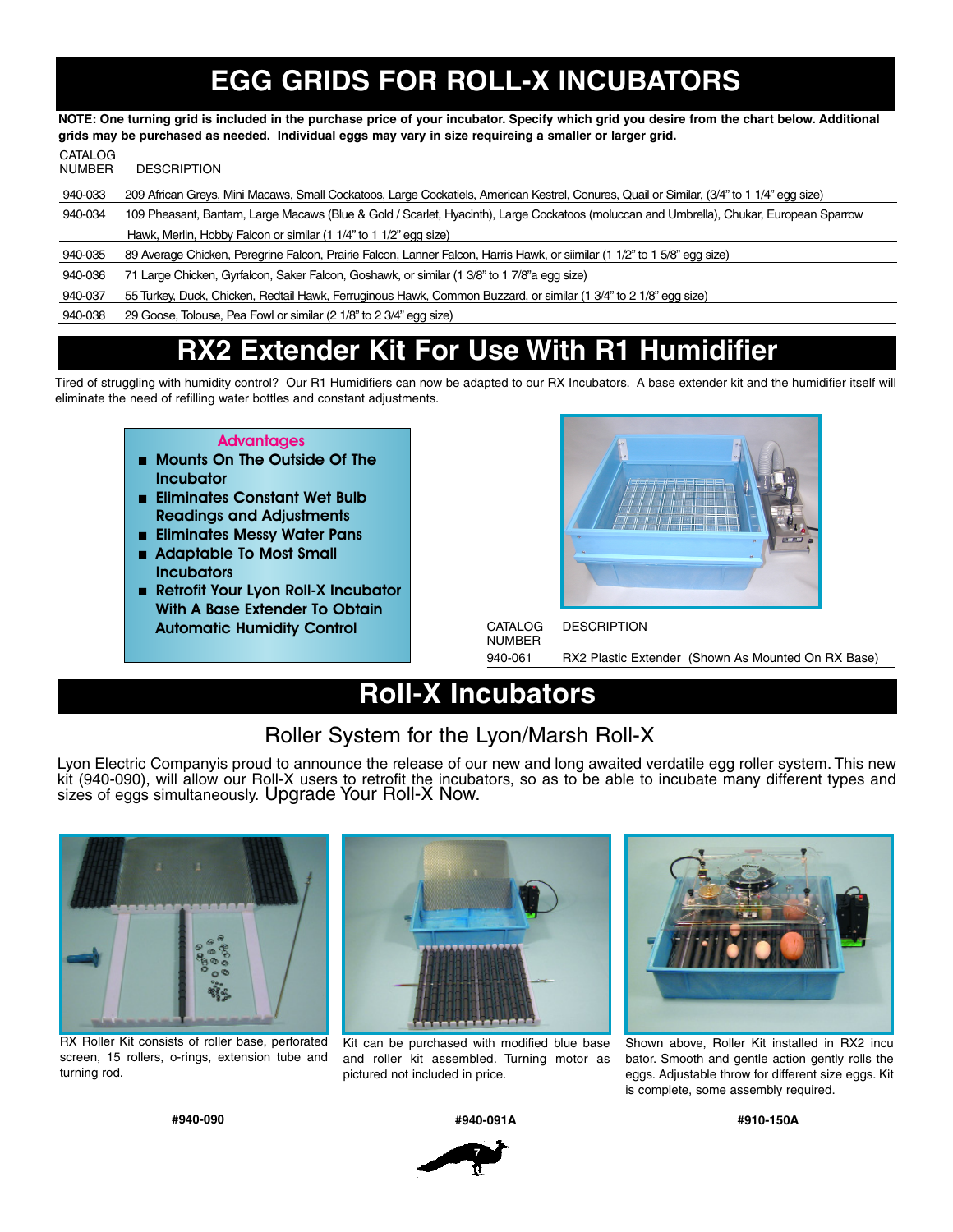# EGG GRIDS FOR ROLL-X INCUBATORS

**NOTE: One turning grid is included in the purchase price of your incubator. Specify which grid you desire from the chart below. Additional grids may be purchased as needed. Individual eggs may vary in size requireing a smaller or larger grid.**

| CATALOG NUMBER | DESCRIPTION |
|---|---|
| 940-033 | 209 African Greys, Mini Macaws, Small Cockatoos, Large Cockatiels, American Kestrel, Conures, Quail or Similar, (3/4" to 1 1/4" egg size) |
| 940-034 | 109 Pheasant, Bantam, Large Macaws (Blue & Gold / Scarlet, Hyacinth), Large Cockatoos (moluccan and Umbrella), Chukar, European Sparrow Hawk, Merlin, Hobby Falcon or similar (1 1/4" to 1 1/2" egg size) |
| 940-035 | 89 Average Chicken, Peregrine Falcon, Prairie Falcon, Lanner Falcon, Harris Hawk, or siimilar (1 1/2" to 1 5/8" egg size) |
| 940-036 | 71 Large Chicken, Gyrfalcon, Saker Falcon, Goshawk, or similar (1 3/8" to 1 7/8"a egg size) |
| 940-037 | 55 Turkey, Duck, Chicken, Redtail Hawk, Ferruginous Hawk, Common Buzzard, or similar (1 3/4" to 2 1/8" egg size) |
| 940-038 | 29 Goose, Tolouse, Pea Fowl or similar (2 1/8" to 2 3/4" egg size) |

# RX2 Extender Kit For Use With R1 Humidifier

Tired of struggling with humidity control? Our R1 Humidifiers can now be adapted to our RX Incubators. A base extender kit and the humidifier itself will eliminate the need of refilling water bottles and constant adjustments.

**Advantages**

- Mounts On The Outside Of The Incubator
- Eliminates Constant Wet Bulb Readings and Adjustments
- Eliminates Messy Water Pans
- Adaptable To Most Small Incubators
- Retrofit Your Lyon Roll-X Incubator With A Base Extender To Obtain Automatic Humidity Control

| CATALOG NUMBER | DESCRIPTION |
|---|---|
| 940-061 | RX2 Plastic Extender (Shown As Mounted On RX Base) |

# Roll-X Incubators

## Roller System for the Lyon/Marsh Roll-X

Lyon Electric Companyis proud to announce the release of our new and long awaited verdatile egg roller system. This new kit (940-090), will allow our Roll-X users to retrofit the incubators, so as to be able to incubate many different types and sizes of eggs simultaneously. Upgrade Your Roll-X Now.

RX Roller Kit consists of roller base, perforated screen, 15 rollers, o-rings, extension tube and turning rod.

**#940-090**

Kit can be purchased with modified blue base and roller kit assembled. Turning motor as pictured not included in price.

**#940-091A**

Shown above, Roller Kit installed in RX2 incubator. Smooth and gentle action gently rolls the eggs. Adjustable throw for different size eggs. Kit is complete, some assembly required.

**#910-150A**